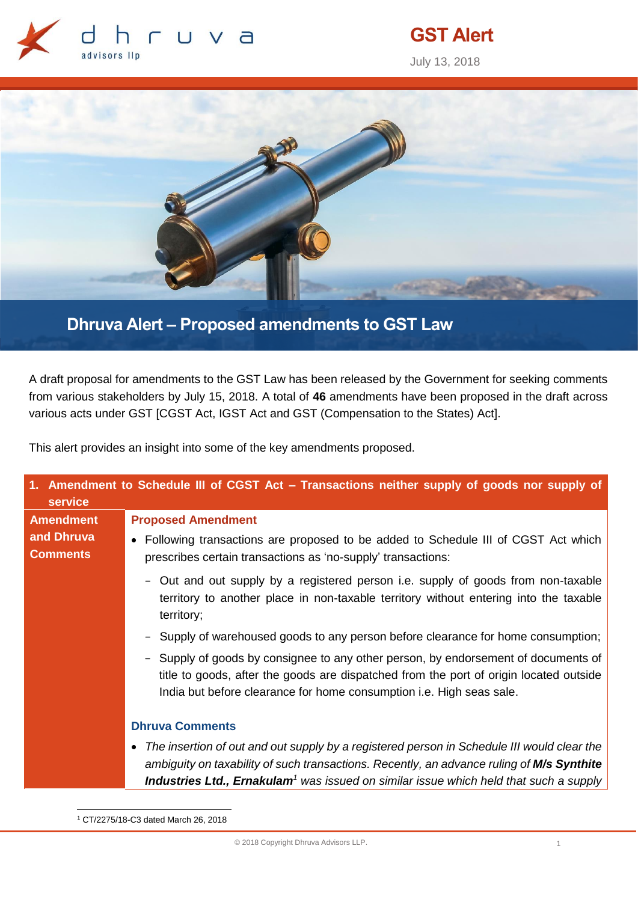**GST Alert**

July 13, 2018

# Dhruva Alert – Proposed amendments to GST Law

A draft proposal for amendments to the GST Law has been released by the Government for seeking comments from various stakeholders by July 15, 2018. A total of **46** amendments have been proposed in the draft across various acts under GST [CGST Act, IGST Act and GST (Compensation to the States) Act].

This alert provides an insight into some of the key amendments proposed.

## 1. Amendment to Schedule III of CGST Act – Transactions neither supply of goods nor supply of service

**Amendment and Dhruva Comments**

**Proposed Amendment**

- Following transactions are proposed to be added to Schedule III of CGST Act which prescribes certain transactions as 'no-supply' transactions:
  - Out and out supply by a registered person i.e. supply of goods from non-taxable territory to another place in non-taxable territory without entering into the taxable territory;
  - Supply of warehoused goods to any person before clearance for home consumption;
  - Supply of goods by consignee to any other person, by endorsement of documents of title to goods, after the goods are dispatched from the port of origin located outside India but before clearance for home consumption i.e. High seas sale.

**Dhruva Comments**

- *The insertion of out and out supply by a registered person in Schedule III would clear the ambiguity on taxability of such transactions. Recently, an advance ruling of* ***M/s Synthite Industries Ltd., Ernakulam***[1] *was issued on similar issue which held that such a supply*

[1] CT/2275/18-C3 dated March 26, 2018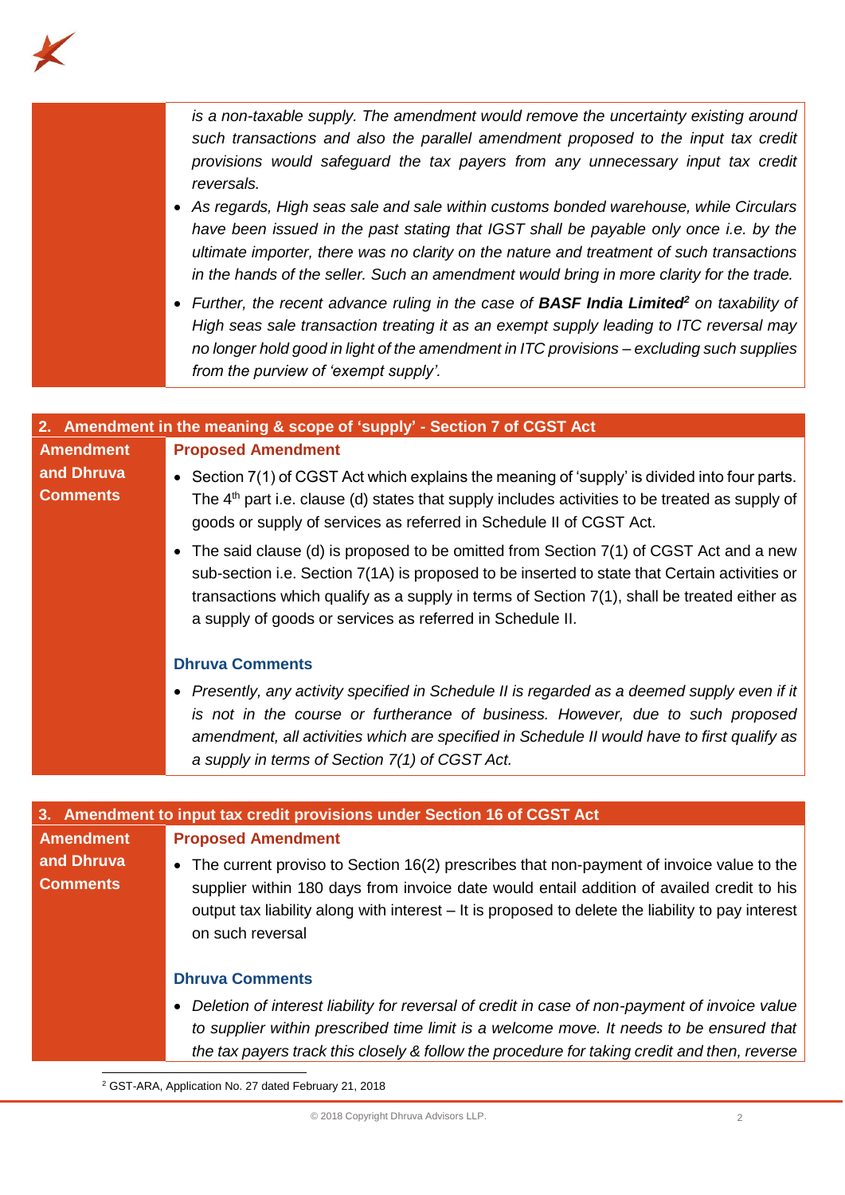| | |
|---|---|
| | *is a non-taxable supply. The amendment would remove the uncertainty existing around such transactions and also the parallel amendment proposed to the input tax credit provisions would safeguard the tax payers from any unnecessary input tax credit reversals.*<br>• *As regards, High seas sale and sale within customs bonded warehouse, while Circulars have been issued in the past stating that IGST shall be payable only once i.e. by the ultimate importer, there was no clarity on the nature and treatment of such transactions in the hands of the seller. Such an amendment would bring in more clarity for the trade.*<br>• *Further, the recent advance ruling in the case of* ***BASF India Limited***[2] *on taxability of High seas sale transaction treating it as an exempt supply leading to ITC reversal may no longer hold good in light of the amendment in ITC provisions – excluding such supplies from the purview of 'exempt supply'.* |

| 2. Amendment in the meaning & scope of 'supply' - Section 7 of CGST Act | |
|---|---|
| **Amendment and Dhruva Comments** | **Proposed Amendment**<br>• Section 7(1) of CGST Act which explains the meaning of 'supply' is divided into four parts. The 4th part i.e. clause (d) states that supply includes activities to be treated as supply of goods or supply of services as referred in Schedule II of CGST Act.<br>• The said clause (d) is proposed to be omitted from Section 7(1) of CGST Act and a new sub-section i.e. Section 7(1A) is proposed to be inserted to state that Certain activities or transactions which qualify as a supply in terms of Section 7(1), shall be treated either as a supply of goods or services as referred in Schedule II.<br><br>**Dhruva Comments**<br>• *Presently, any activity specified in Schedule II is regarded as a deemed supply even if it is not in the course or furtherance of business. However, due to such proposed amendment, all activities which are specified in Schedule II would have to first qualify as a supply in terms of Section 7(1) of CGST Act.* |

| 3. Amendment to input tax credit provisions under Section 16 of CGST Act | |
|---|---|
| **Amendment and Dhruva Comments** | **Proposed Amendment**<br>• The current proviso to Section 16(2) prescribes that non-payment of invoice value to the supplier within 180 days from invoice date would entail addition of availed credit to his output tax liability along with interest – It is proposed to delete the liability to pay interest on such reversal<br><br>**Dhruva Comments**<br>• *Deletion of interest liability for reversal of credit in case of non-payment of invoice value to supplier within prescribed time limit is a welcome move. It needs to be ensured that the tax payers track this closely & follow the procedure for taking credit and then, reverse* |

[2] GST-ARA, Application No. 27 dated February 21, 2018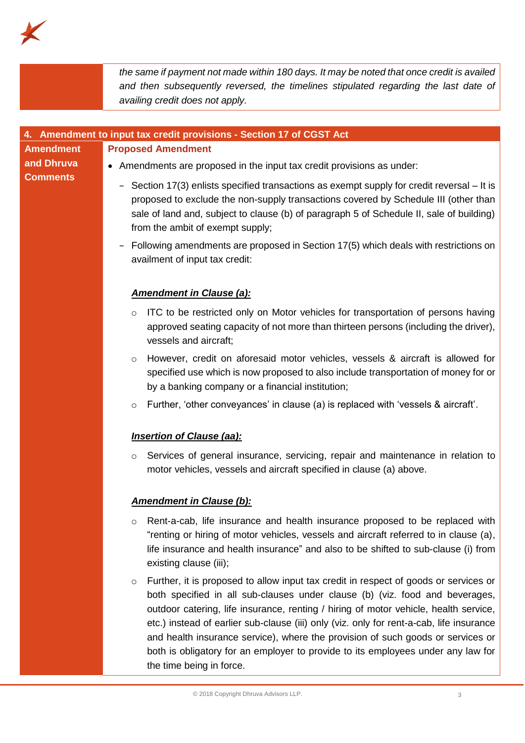*the same if payment not made within 180 days. It may be noted that once credit is availed and then subsequently reversed, the timelines stipulated regarding the last date of availing credit does not apply.*

## 4. Amendment to input tax credit provisions - Section 17 of CGST Act

**Amendment and Dhruva Comments**

**Proposed Amendment**

- Amendments are proposed in the input tax credit provisions as under:
  - Section 17(3) enlists specified transactions as exempt supply for credit reversal – It is proposed to exclude the non-supply transactions covered by Schedule III (other than sale of land and, subject to clause (b) of paragraph 5 of Schedule II, sale of building) from the ambit of exempt supply;
  - Following amendments are proposed in Section 17(5) which deals with restrictions on availment of input tax credit:

    ***Amendment in Clause (a):***

    - ITC to be restricted only on Motor vehicles for transportation of persons having approved seating capacity of not more than thirteen persons (including the driver), vessels and aircraft;
    - However, credit on aforesaid motor vehicles, vessels & aircraft is allowed for specified use which is now proposed to also include transportation of money for or by a banking company or a financial institution;
    - Further, 'other conveyances' in clause (a) is replaced with 'vessels & aircraft'.

    ***Insertion of Clause (aa):***

    - Services of general insurance, servicing, repair and maintenance in relation to motor vehicles, vessels and aircraft specified in clause (a) above.

    ***Amendment in Clause (b):***

    - Rent-a-cab, life insurance and health insurance proposed to be replaced with "renting or hiring of motor vehicles, vessels and aircraft referred to in clause (a), life insurance and health insurance" and also to be shifted to sub-clause (i) from existing clause (iii);
    - Further, it is proposed to allow input tax credit in respect of goods or services or both specified in all sub-clauses under clause (b) (viz. food and beverages, outdoor catering, life insurance, renting / hiring of motor vehicle, health service, etc.) instead of earlier sub-clause (iii) only (viz. only for rent-a-cab, life insurance and health insurance service), where the provision of such goods or services or both is obligatory for an employer to provide to its employees under any law for the time being in force.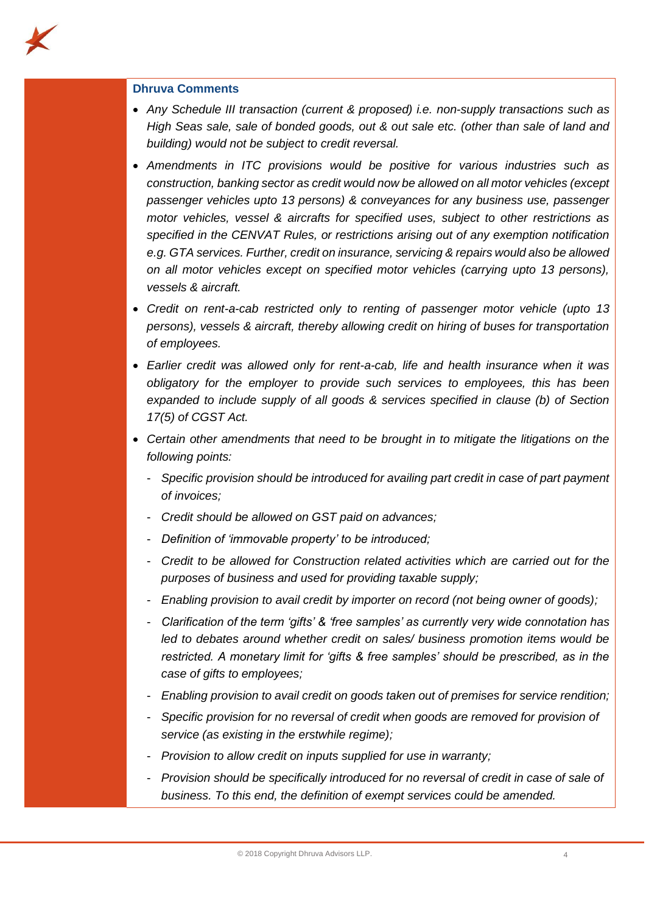**Dhruva Comments**

- *Any Schedule III transaction (current & proposed) i.e. non-supply transactions such as High Seas sale, sale of bonded goods, out & out sale etc. (other than sale of land and building) would not be subject to credit reversal.*
- *Amendments in ITC provisions would be positive for various industries such as construction, banking sector as credit would now be allowed on all motor vehicles (except passenger vehicles upto 13 persons) & conveyances for any business use, passenger motor vehicles, vessel & aircrafts for specified uses, subject to other restrictions as specified in the CENVAT Rules, or restrictions arising out of any exemption notification e.g. GTA services. Further, credit on insurance, servicing & repairs would also be allowed on all motor vehicles except on specified motor vehicles (carrying upto 13 persons), vessels & aircraft.*
- *Credit on rent-a-cab restricted only to renting of passenger motor vehicle (upto 13 persons), vessels & aircraft, thereby allowing credit on hiring of buses for transportation of employees.*
- *Earlier credit was allowed only for rent-a-cab, life and health insurance when it was obligatory for the employer to provide such services to employees, this has been expanded to include supply of all goods & services specified in clause (b) of Section 17(5) of CGST Act.*
- *Certain other amendments that need to be brought in to mitigate the litigations on the following points:*
  - *Specific provision should be introduced for availing part credit in case of part payment of invoices;*
  - *Credit should be allowed on GST paid on advances;*
  - *Definition of 'immovable property' to be introduced;*
  - *Credit to be allowed for Construction related activities which are carried out for the purposes of business and used for providing taxable supply;*
  - *Enabling provision to avail credit by importer on record (not being owner of goods);*
  - *Clarification of the term 'gifts' & 'free samples' as currently very wide connotation has led to debates around whether credit on sales/ business promotion items would be restricted. A monetary limit for 'gifts & free samples' should be prescribed, as in the case of gifts to employees;*
  - *Enabling provision to avail credit on goods taken out of premises for service rendition;*
  - *Specific provision for no reversal of credit when goods are removed for provision of service (as existing in the erstwhile regime);*
  - *Provision to allow credit on inputs supplied for use in warranty;*
  - *Provision should be specifically introduced for no reversal of credit in case of sale of business. To this end, the definition of exempt services could be amended.*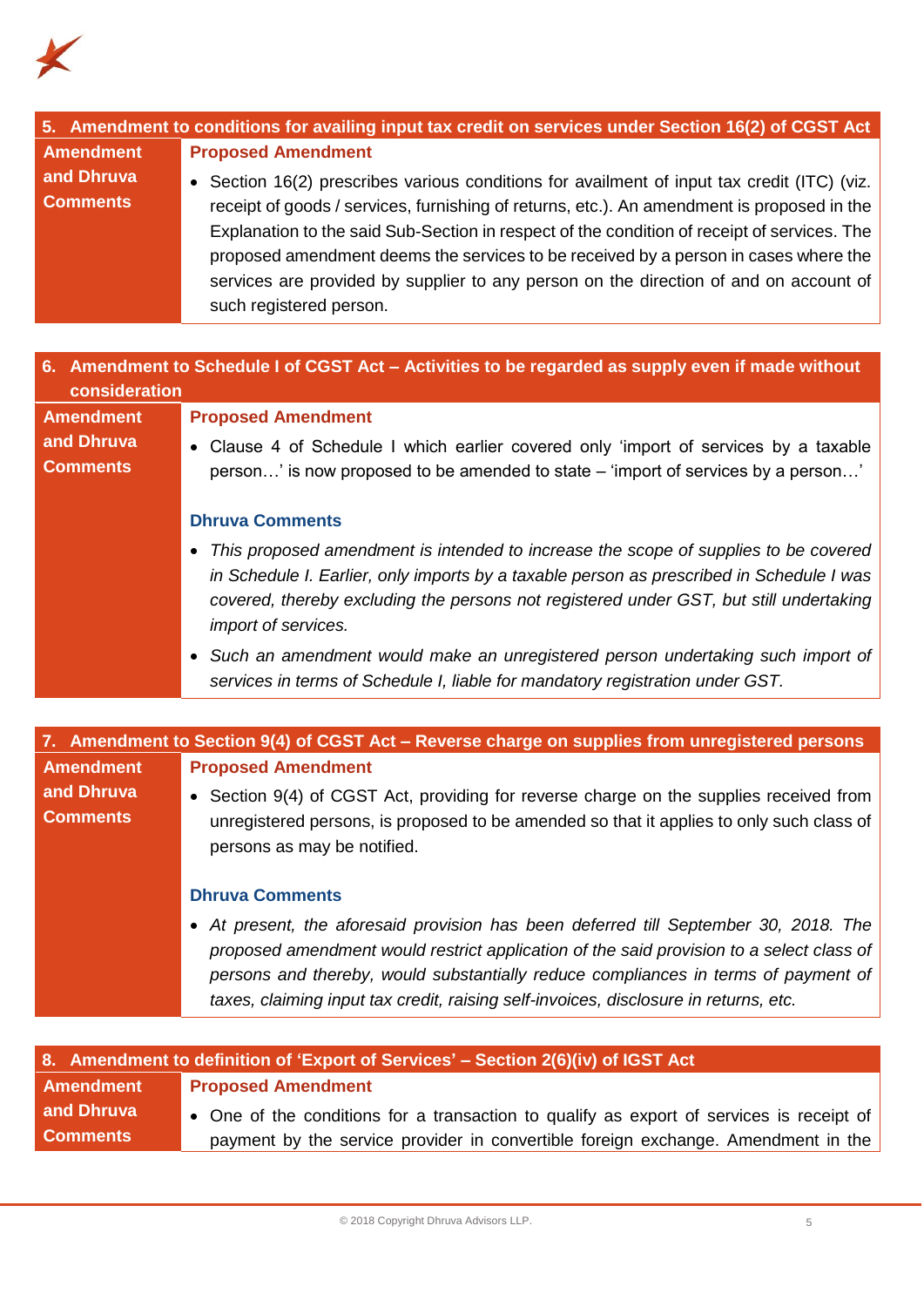## 5. Amendment to conditions for availing input tax credit on services under Section 16(2) of CGST Act

**Amendment and Dhruva Comments**

**Proposed Amendment**

- Section 16(2) prescribes various conditions for availment of input tax credit (ITC) (viz. receipt of goods / services, furnishing of returns, etc.). An amendment is proposed in the Explanation to the said Sub-Section in respect of the condition of receipt of services. The proposed amendment deems the services to be received by a person in cases where the services are provided by supplier to any person on the direction of and on account of such registered person.

## 6. Amendment to Schedule I of CGST Act – Activities to be regarded as supply even if made without consideration

**Amendment and Dhruva Comments**

**Proposed Amendment**

- Clause 4 of Schedule I which earlier covered only 'import of services by a taxable person…' is now proposed to be amended to state – 'import of services by a person…'

**Dhruva Comments**

- *This proposed amendment is intended to increase the scope of supplies to be covered in Schedule I. Earlier, only imports by a taxable person as prescribed in Schedule I was covered, thereby excluding the persons not registered under GST, but still undertaking import of services.*
- *Such an amendment would make an unregistered person undertaking such import of services in terms of Schedule I, liable for mandatory registration under GST.*

## 7. Amendment to Section 9(4) of CGST Act – Reverse charge on supplies from unregistered persons

**Amendment and Dhruva Comments**

**Proposed Amendment**

- Section 9(4) of CGST Act, providing for reverse charge on the supplies received from unregistered persons, is proposed to be amended so that it applies to only such class of persons as may be notified.

**Dhruva Comments**

- *At present, the aforesaid provision has been deferred till September 30, 2018. The proposed amendment would restrict application of the said provision to a select class of persons and thereby, would substantially reduce compliances in terms of payment of taxes, claiming input tax credit, raising self-invoices, disclosure in returns, etc.*

## 8. Amendment to definition of 'Export of Services' – Section 2(6)(iv) of IGST Act

**Amendment and Dhruva Comments**

**Proposed Amendment**

- One of the conditions for a transaction to qualify as export of services is receipt of payment by the service provider in convertible foreign exchange. Amendment in the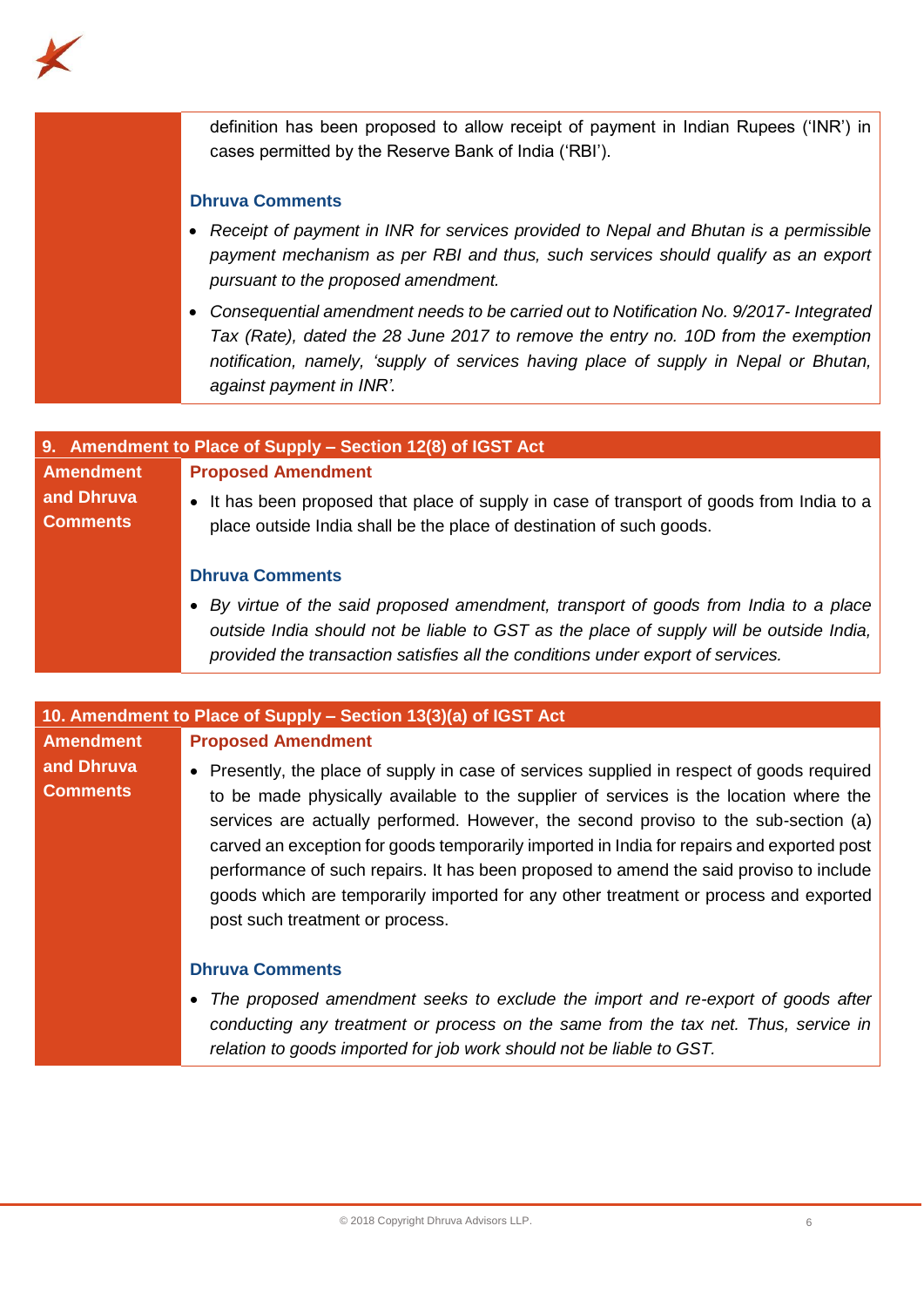definition has been proposed to allow receipt of payment in Indian Rupees ('INR') in cases permitted by the Reserve Bank of India ('RBI').

**Dhruva Comments**

- *Receipt of payment in INR for services provided to Nepal and Bhutan is a permissible payment mechanism as per RBI and thus, such services should qualify as an export pursuant to the proposed amendment.*
- *Consequential amendment needs to be carried out to Notification No. 9/2017- Integrated Tax (Rate), dated the 28 June 2017 to remove the entry no. 10D from the exemption notification, namely, 'supply of services having place of supply in Nepal or Bhutan, against payment in INR'.*

## 9. Amendment to Place of Supply – Section 12(8) of IGST Act

**Amendment and Dhruva Comments**

**Proposed Amendment**

- It has been proposed that place of supply in case of transport of goods from India to a place outside India shall be the place of destination of such goods.

**Dhruva Comments**

- *By virtue of the said proposed amendment, transport of goods from India to a place outside India should not be liable to GST as the place of supply will be outside India, provided the transaction satisfies all the conditions under export of services.*

## 10. Amendment to Place of Supply – Section 13(3)(a) of IGST Act

**Amendment and Dhruva Comments**

**Proposed Amendment**

- Presently, the place of supply in case of services supplied in respect of goods required to be made physically available to the supplier of services is the location where the services are actually performed. However, the second proviso to the sub-section (a) carved an exception for goods temporarily imported in India for repairs and exported post performance of such repairs. It has been proposed to amend the said proviso to include goods which are temporarily imported for any other treatment or process and exported post such treatment or process.

**Dhruva Comments**

- *The proposed amendment seeks to exclude the import and re-export of goods after conducting any treatment or process on the same from the tax net. Thus, service in relation to goods imported for job work should not be liable to GST.*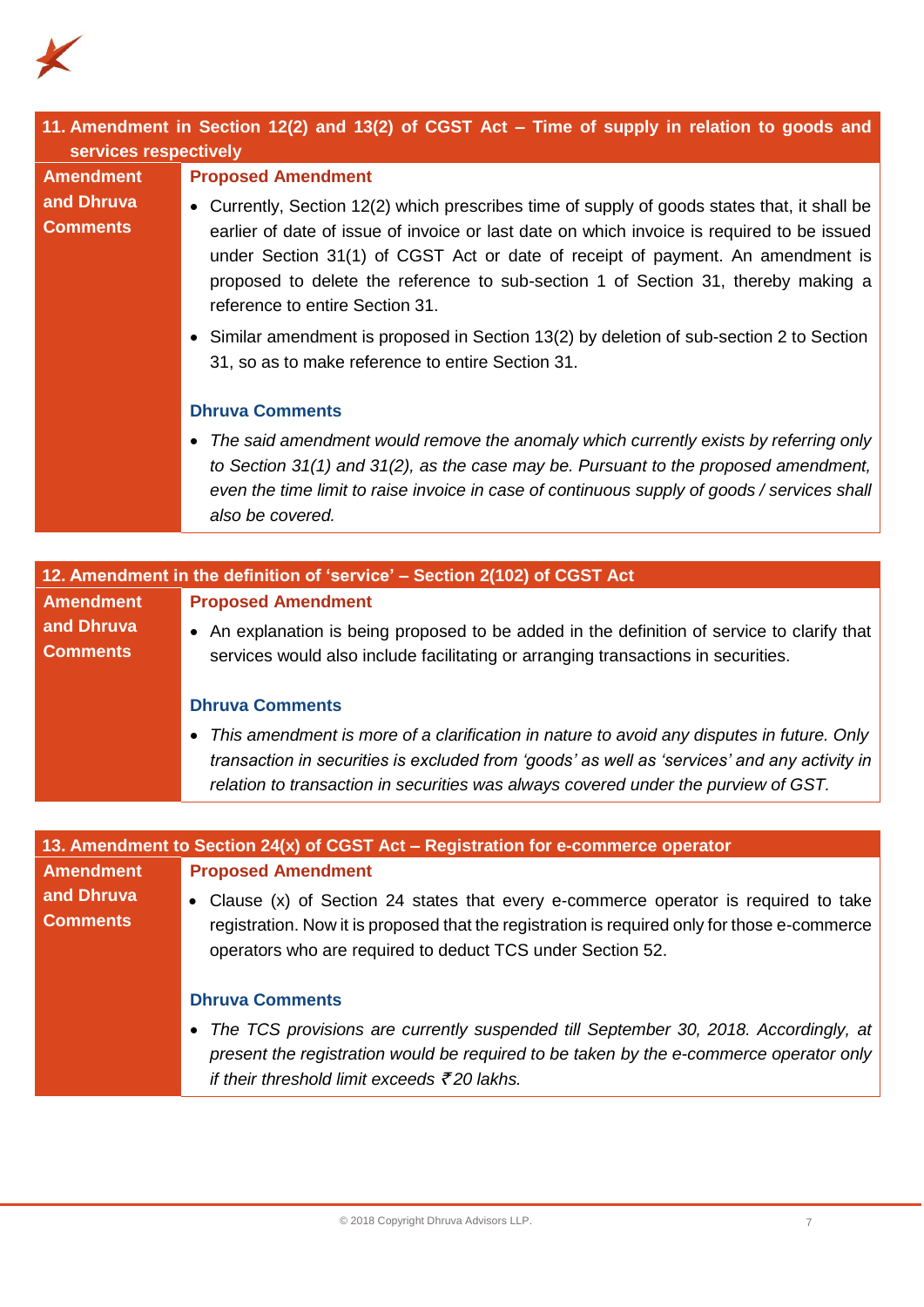## 11. Amendment in Section 12(2) and 13(2) of CGST Act – Time of supply in relation to goods and services respectively

**Amendment and Dhruva Comments**

**Proposed Amendment**

- Currently, Section 12(2) which prescribes time of supply of goods states that, it shall be earlier of date of issue of invoice or last date on which invoice is required to be issued under Section 31(1) of CGST Act or date of receipt of payment. An amendment is proposed to delete the reference to sub-section 1 of Section 31, thereby making a reference to entire Section 31.
- Similar amendment is proposed in Section 13(2) by deletion of sub-section 2 to Section 31, so as to make reference to entire Section 31.

**Dhruva Comments**

- *The said amendment would remove the anomaly which currently exists by referring only to Section 31(1) and 31(2), as the case may be. Pursuant to the proposed amendment, even the time limit to raise invoice in case of continuous supply of goods / services shall also be covered.*

## 12. Amendment in the definition of 'service' – Section 2(102) of CGST Act

**Amendment and Dhruva Comments**

**Proposed Amendment**

- An explanation is being proposed to be added in the definition of service to clarify that services would also include facilitating or arranging transactions in securities.

**Dhruva Comments**

- *This amendment is more of a clarification in nature to avoid any disputes in future. Only transaction in securities is excluded from 'goods' as well as 'services' and any activity in relation to transaction in securities was always covered under the purview of GST.*

## 13. Amendment to Section 24(x) of CGST Act – Registration for e-commerce operator

**Amendment and Dhruva Comments**

**Proposed Amendment**

- Clause (x) of Section 24 states that every e-commerce operator is required to take registration. Now it is proposed that the registration is required only for those e-commerce operators who are required to deduct TCS under Section 52.

**Dhruva Comments**

- *The TCS provisions are currently suspended till September 30, 2018. Accordingly, at present the registration would be required to be taken by the e-commerce operator only if their threshold limit exceeds ₹20 lakhs.*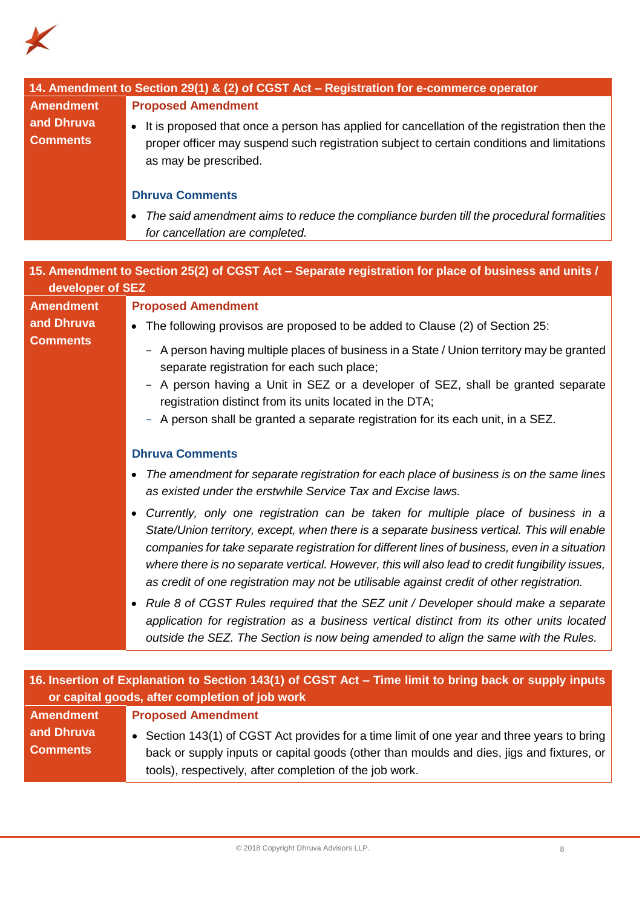## 14. Amendment to Section 29(1) & (2) of CGST Act – Registration for e-commerce operator

**Amendment and Dhruva Comments**

**Proposed Amendment**

- It is proposed that once a person has applied for cancellation of the registration then the proper officer may suspend such registration subject to certain conditions and limitations as may be prescribed.

**Dhruva Comments**

- *The said amendment aims to reduce the compliance burden till the procedural formalities for cancellation are completed.*

## 15. Amendment to Section 25(2) of CGST Act – Separate registration for place of business and units / developer of SEZ

**Amendment and Dhruva Comments**

**Proposed Amendment**

- The following provisos are proposed to be added to Clause (2) of Section 25:
  - A person having multiple places of business in a State / Union territory may be granted separate registration for each such place;
  - A person having a Unit in SEZ or a developer of SEZ, shall be granted separate registration distinct from its units located in the DTA;
  - A person shall be granted a separate registration for its each unit, in a SEZ.

**Dhruva Comments**

- *The amendment for separate registration for each place of business is on the same lines as existed under the erstwhile Service Tax and Excise laws.*
- *Currently, only one registration can be taken for multiple place of business in a State/Union territory, except, when there is a separate business vertical. This will enable companies for take separate registration for different lines of business, even in a situation where there is no separate vertical. However, this will also lead to credit fungibility issues, as credit of one registration may not be utilisable against credit of other registration.*
- *Rule 8 of CGST Rules required that the SEZ unit / Developer should make a separate application for registration as a business vertical distinct from its other units located outside the SEZ. The Section is now being amended to align the same with the Rules.*

## 16. Insertion of Explanation to Section 143(1) of CGST Act – Time limit to bring back or supply inputs or capital goods, after completion of job work

**Amendment and Dhruva Comments**

**Proposed Amendment**

- Section 143(1) of CGST Act provides for a time limit of one year and three years to bring back or supply inputs or capital goods (other than moulds and dies, jigs and fixtures, or tools), respectively, after completion of the job work.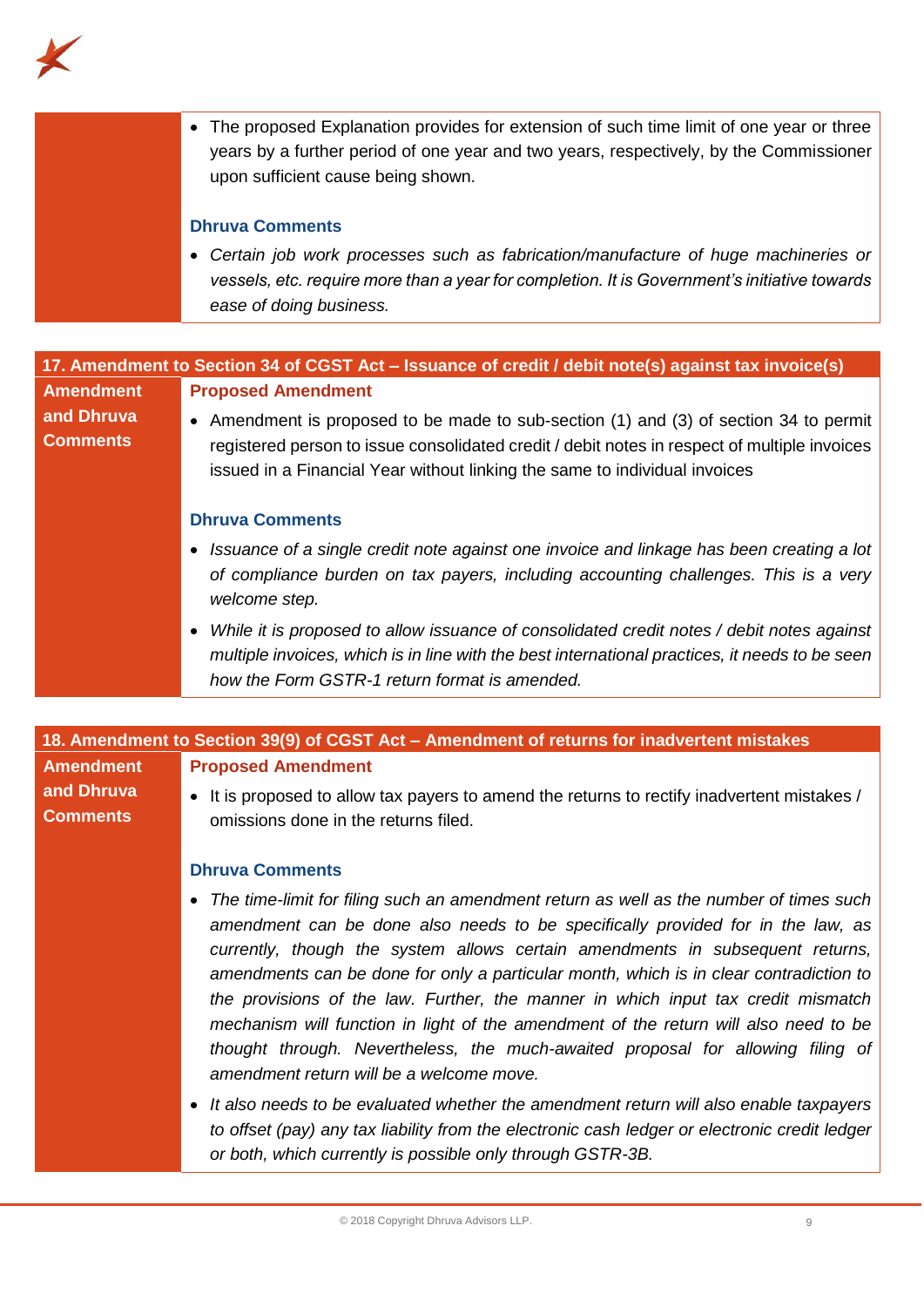- The proposed Explanation provides for extension of such time limit of one year or three years by a further period of one year and two years, respectively, by the Commissioner upon sufficient cause being shown.

**Dhruva Comments**

- *Certain job work processes such as fabrication/manufacture of huge machineries or vessels, etc. require more than a year for completion. It is Government's initiative towards ease of doing business.*

## 17. Amendment to Section 34 of CGST Act – Issuance of credit / debit note(s) against tax invoice(s)

**Amendment and Dhruva Comments**

**Proposed Amendment**

- Amendment is proposed to be made to sub-section (1) and (3) of section 34 to permit registered person to issue consolidated credit / debit notes in respect of multiple invoices issued in a Financial Year without linking the same to individual invoices

**Dhruva Comments**

- *Issuance of a single credit note against one invoice and linkage has been creating a lot of compliance burden on tax payers, including accounting challenges. This is a very welcome step.*
- *While it is proposed to allow issuance of consolidated credit notes / debit notes against multiple invoices, which is in line with the best international practices, it needs to be seen how the Form GSTR-1 return format is amended.*

## 18. Amendment to Section 39(9) of CGST Act – Amendment of returns for inadvertent mistakes

**Amendment and Dhruva Comments**

**Proposed Amendment**

- It is proposed to allow tax payers to amend the returns to rectify inadvertent mistakes / omissions done in the returns filed.

**Dhruva Comments**

- *The time-limit for filing such an amendment return as well as the number of times such amendment can be done also needs to be specifically provided for in the law, as currently, though the system allows certain amendments in subsequent returns, amendments can be done for only a particular month, which is in clear contradiction to the provisions of the law. Further, the manner in which input tax credit mismatch mechanism will function in light of the amendment of the return will also need to be thought through. Nevertheless, the much-awaited proposal for allowing filing of amendment return will be a welcome move.*
- *It also needs to be evaluated whether the amendment return will also enable taxpayers to offset (pay) any tax liability from the electronic cash ledger or electronic credit ledger or both, which currently is possible only through GSTR-3B.*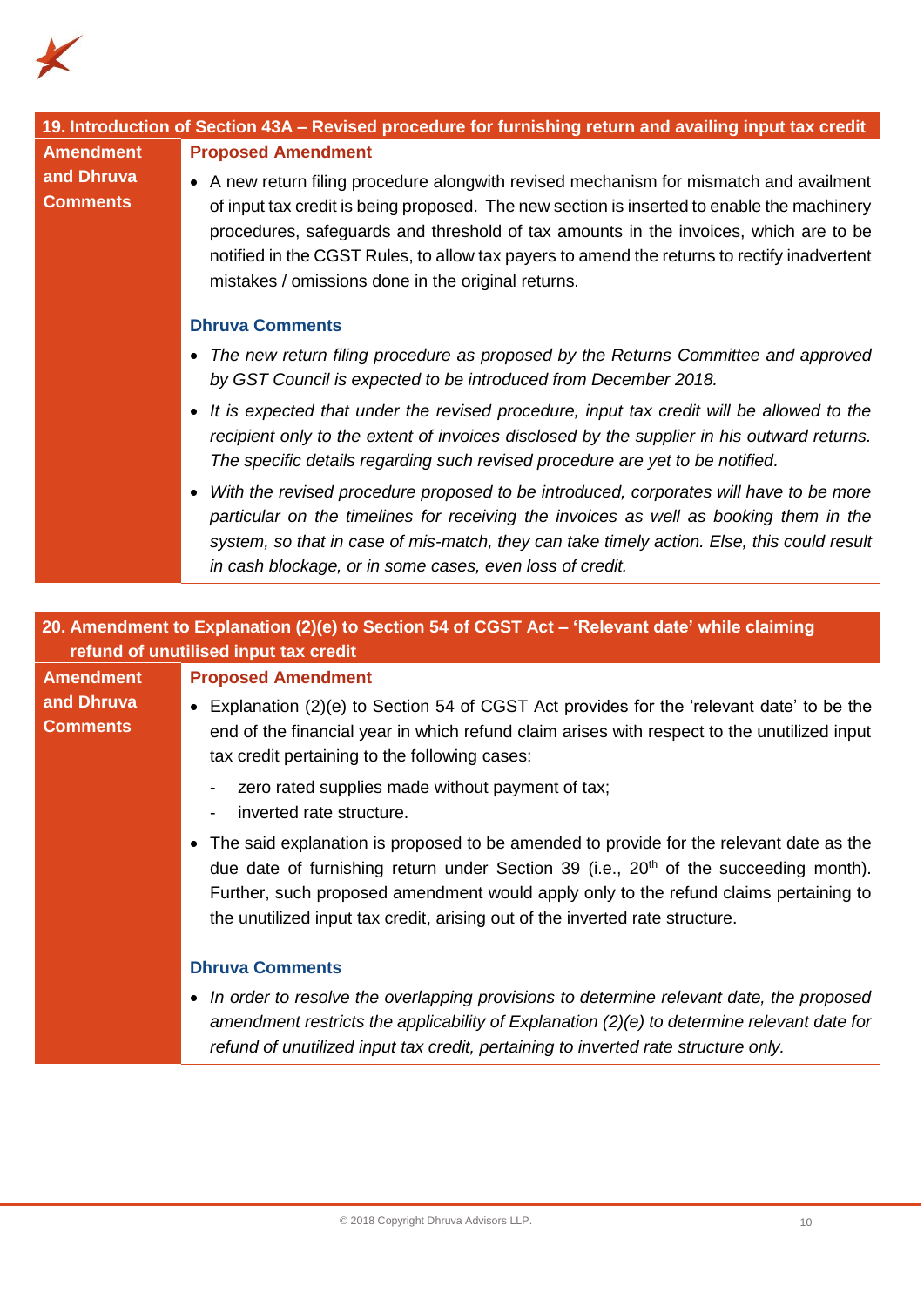## 19. Introduction of Section 43A – Revised procedure for furnishing return and availing input tax credit

**Amendment and Dhruva Comments**

**Proposed Amendment**

- A new return filing procedure alongwith revised mechanism for mismatch and availment of input tax credit is being proposed. The new section is inserted to enable the machinery procedures, safeguards and threshold of tax amounts in the invoices, which are to be notified in the CGST Rules, to allow tax payers to amend the returns to rectify inadvertent mistakes / omissions done in the original returns.

**Dhruva Comments**

- *The new return filing procedure as proposed by the Returns Committee and approved by GST Council is expected to be introduced from December 2018.*
- *It is expected that under the revised procedure, input tax credit will be allowed to the recipient only to the extent of invoices disclosed by the supplier in his outward returns. The specific details regarding such revised procedure are yet to be notified.*
- *With the revised procedure proposed to be introduced, corporates will have to be more particular on the timelines for receiving the invoices as well as booking them in the system, so that in case of mis-match, they can take timely action. Else, this could result in cash blockage, or in some cases, even loss of credit.*

## 20. Amendment to Explanation (2)(e) to Section 54 of CGST Act – 'Relevant date' while claiming refund of unutilised input tax credit

**Amendment and Dhruva Comments**

**Proposed Amendment**

- Explanation (2)(e) to Section 54 of CGST Act provides for the 'relevant date' to be the end of the financial year in which refund claim arises with respect to the unutilized input tax credit pertaining to the following cases:
  - zero rated supplies made without payment of tax;
  - inverted rate structure.
- The said explanation is proposed to be amended to provide for the relevant date as the due date of furnishing return under Section 39 (i.e., 20th of the succeeding month). Further, such proposed amendment would apply only to the refund claims pertaining to the unutilized input tax credit, arising out of the inverted rate structure.

**Dhruva Comments**

- *In order to resolve the overlapping provisions to determine relevant date, the proposed amendment restricts the applicability of Explanation (2)(e) to determine relevant date for refund of unutilized input tax credit, pertaining to inverted rate structure only.*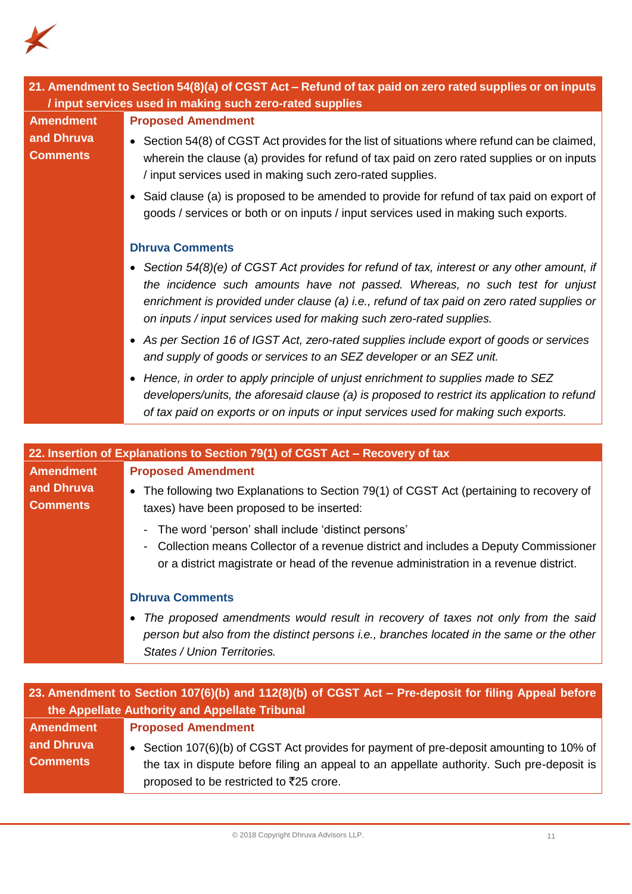## 21. Amendment to Section 54(8)(a) of CGST Act – Refund of tax paid on zero rated supplies or on inputs / input services used in making such zero-rated supplies

**Amendment and Dhruva Comments**

**Proposed Amendment**

- Section 54(8) of CGST Act provides for the list of situations where refund can be claimed, wherein the clause (a) provides for refund of tax paid on zero rated supplies or on inputs / input services used in making such zero-rated supplies.
- Said clause (a) is proposed to be amended to provide for refund of tax paid on export of goods / services or both or on inputs / input services used in making such exports.

**Dhruva Comments**

- *Section 54(8)(e) of CGST Act provides for refund of tax, interest or any other amount, if the incidence such amounts have not passed. Whereas, no such test for unjust enrichment is provided under clause (a) i.e., refund of tax paid on zero rated supplies or on inputs / input services used for making such zero-rated supplies.*
- *As per Section 16 of IGST Act, zero-rated supplies include export of goods or services and supply of goods or services to an SEZ developer or an SEZ unit.*
- *Hence, in order to apply principle of unjust enrichment to supplies made to SEZ developers/units, the aforesaid clause (a) is proposed to restrict its application to refund of tax paid on exports or on inputs or input services used for making such exports.*

## 22. Insertion of Explanations to Section 79(1) of CGST Act – Recovery of tax

**Amendment and Dhruva Comments**

**Proposed Amendment**

- The following two Explanations to Section 79(1) of CGST Act (pertaining to recovery of taxes) have been proposed to be inserted:
  - The word 'person' shall include 'distinct persons'
  - Collection means Collector of a revenue district and includes a Deputy Commissioner or a district magistrate or head of the revenue administration in a revenue district.

**Dhruva Comments**

- *The proposed amendments would result in recovery of taxes not only from the said person but also from the distinct persons i.e., branches located in the same or the other States / Union Territories.*

## 23. Amendment to Section 107(6)(b) and 112(8)(b) of CGST Act – Pre-deposit for filing Appeal before the Appellate Authority and Appellate Tribunal

**Amendment and Dhruva Comments**

**Proposed Amendment**

- Section 107(6)(b) of CGST Act provides for payment of pre-deposit amounting to 10% of the tax in dispute before filing an appeal to an appellate authority. Such pre-deposit is proposed to be restricted to ₹25 crore.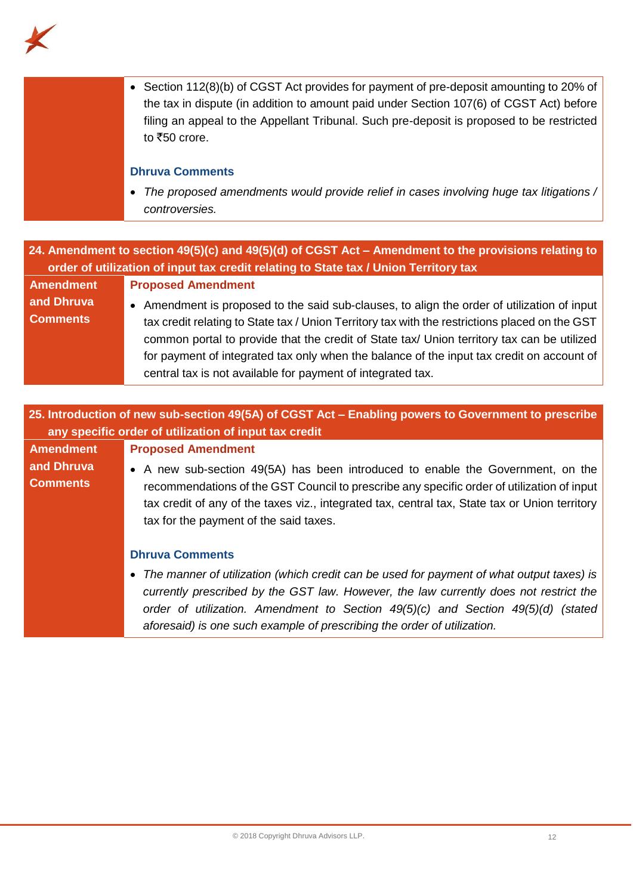- Section 112(8)(b) of CGST Act provides for payment of pre-deposit amounting to 20% of the tax in dispute (in addition to amount paid under Section 107(6) of CGST Act) before filing an appeal to the Appellant Tribunal. Such pre-deposit is proposed to be restricted to ₹50 crore.

**Dhruva Comments**

- *The proposed amendments would provide relief in cases involving huge tax litigations / controversies.*

## 24. Amendment to section 49(5)(c) and 49(5)(d) of CGST Act – Amendment to the provisions relating to order of utilization of input tax credit relating to State tax / Union Territory tax

**Amendment and Dhruva Comments**

**Proposed Amendment**

- Amendment is proposed to the said sub-clauses, to align the order of utilization of input tax credit relating to State tax / Union Territory tax with the restrictions placed on the GST common portal to provide that the credit of State tax/ Union territory tax can be utilized for payment of integrated tax only when the balance of the input tax credit on account of central tax is not available for payment of integrated tax.

## 25. Introduction of new sub-section 49(5A) of CGST Act – Enabling powers to Government to prescribe any specific order of utilization of input tax credit

**Amendment and Dhruva Comments**

**Proposed Amendment**

- A new sub-section 49(5A) has been introduced to enable the Government, on the recommendations of the GST Council to prescribe any specific order of utilization of input tax credit of any of the taxes viz., integrated tax, central tax, State tax or Union territory tax for the payment of the said taxes.

**Dhruva Comments**

- *The manner of utilization (which credit can be used for payment of what output taxes) is currently prescribed by the GST law. However, the law currently does not restrict the order of utilization. Amendment to Section 49(5)(c) and Section 49(5)(d) (stated aforesaid) is one such example of prescribing the order of utilization.*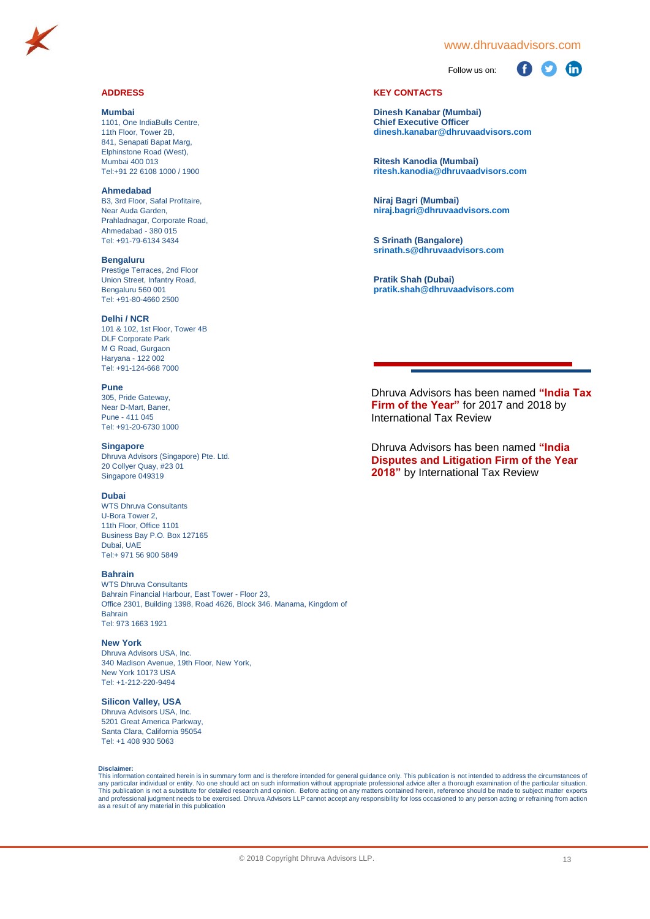www.dhruvaadvisors.com

Follow us on:

## ADDRESS

**Mumbai**
1101, One IndiaBulls Centre,
11th Floor, Tower 2B,
841, Senapati Bapat Marg,
Elphinstone Road (West),
Mumbai 400 013
Tel:+91 22 6108 1000 / 1900

**Ahmedabad**
B3, 3rd Floor, Safal Profitaire,
Near Auda Garden,
Prahladnagar, Corporate Road,
Ahmedabad - 380 015
Tel: +91-79-6134 3434

**Bengaluru**
Prestige Terraces, 2nd Floor
Union Street, Infantry Road,
Bengaluru 560 001
Tel: +91-80-4660 2500

**Delhi / NCR**
101 & 102, 1st Floor, Tower 4B
DLF Corporate Park
M G Road, Gurgaon
Haryana - 122 002
Tel: +91-124-668 7000

**Pune**
305, Pride Gateway,
Near D-Mart, Baner,
Pune - 411 045
Tel: +91-20-6730 1000

**Singapore**
Dhruva Advisors (Singapore) Pte. Ltd.
20 Collyer Quay, #23 01
Singapore 049319

**Dubai**
WTS Dhruva Consultants
U-Bora Tower 2,
11th Floor, Office 1101
Business Bay P.O. Box 127165
Dubai, UAE
Tel:+ 971 56 900 5849

**Bahrain**
WTS Dhruva Consultants
Bahrain Financial Harbour, East Tower - Floor 23,
Office 2301, Building 1398, Road 4626, Block 346. Manama, Kingdom of Bahrain
Tel: 973 1663 1921

**New York**
Dhruva Advisors USA, Inc.
340 Madison Avenue, 19th Floor, New York,
New York 10173 USA
Tel: +1-212-220-9494

**Silicon Valley, USA**
Dhruva Advisors USA, Inc.
5201 Great America Parkway,
Santa Clara, California 95054
Tel: +1 408 930 5063

## KEY CONTACTS

**Dinesh Kanabar (Mumbai)**
**Chief Executive Officer**
**dinesh.kanabar@dhruvaadvisors.com**

**Ritesh Kanodia (Mumbai)**
**ritesh.kanodia@dhruvaadvisors.com**

**Niraj Bagri (Mumbai)**
**niraj.bagri@dhruvaadvisors.com**

**S Srinath (Bangalore)**
**srinath.s@dhruvaadvisors.com**

**Pratik Shah (Dubai)**
**pratik.shah@dhruvaadvisors.com**

Dhruva Advisors has been named **"India Tax Firm of the Year"** for 2017 and 2018 by International Tax Review

Dhruva Advisors has been named **"India Disputes and Litigation Firm of the Year 2018"** by International Tax Review

**Disclaimer:**
This information contained herein is in summary form and is therefore intended for general guidance only. This publication is not intended to address the circumstances of any particular individual or entity. No one should act on such information without appropriate professional advice after a thorough examination of the particular situation. This publication is not a substitute for detailed research and opinion. Before acting on any matters contained herein, reference should be made to subject matter experts and professional judgment needs to be exercised. Dhruva Advisors LLP cannot accept any responsibility for loss occasioned to any person acting or refraining from action as a result of any material in this publication

© 2018 Copyright Dhruva Advisors LLP.